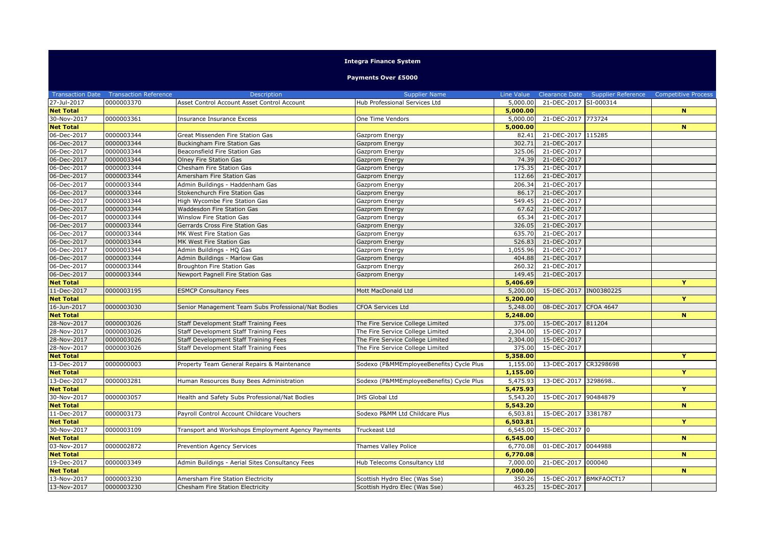# Integra Finance System

## Payments Over £5000

| Transaction Date | Transaction Reference | Description | Supplier Name | Line Value | Clearance Date | Supplier Reference | Competitive Process |
|---|---|---|---|---|---|---|---|
| 27-Jul-2017 | 0000003370 | Asset Control Account Asset Control Account | Hub Professional Services Ltd | 5,000.00 | 21-DEC-2017 | SI-000314 | |
| **Net Total** | | | | **5,000.00** | | | **N** |
| 30-Nov-2017 | 0000003361 | Insurance Insurance Excess | One Time Vendors | 5,000.00 | 21-DEC-2017 | 773724 | |
| **Net Total** | | | | **5,000.00** | | | **N** |
| 06-Dec-2017 | 0000003344 | Great Missenden Fire Station Gas | Gazprom Energy | 82.41 | 21-DEC-2017 | 115285 | |
| 06-Dec-2017 | 0000003344 | Buckingham Fire Station Gas | Gazprom Energy | 302.71 | 21-DEC-2017 | | |
| 06-Dec-2017 | 0000003344 | Beaconsfield Fire Station Gas | Gazprom Energy | 325.06 | 21-DEC-2017 | | |
| 06-Dec-2017 | 0000003344 | Olney Fire Station Gas | Gazprom Energy | 74.39 | 21-DEC-2017 | | |
| 06-Dec-2017 | 0000003344 | Chesham Fire Station Gas | Gazprom Energy | 175.35 | 21-DEC-2017 | | |
| 06-Dec-2017 | 0000003344 | Amersham Fire Station Gas | Gazprom Energy | 112.66 | 21-DEC-2017 | | |
| 06-Dec-2017 | 0000003344 | Admin Buildings - Haddenham Gas | Gazprom Energy | 206.34 | 21-DEC-2017 | | |
| 06-Dec-2017 | 0000003344 | Stokenchurch Fire Station Gas | Gazprom Energy | 86.17 | 21-DEC-2017 | | |
| 06-Dec-2017 | 0000003344 | High Wycombe Fire Station Gas | Gazprom Energy | 549.45 | 21-DEC-2017 | | |
| 06-Dec-2017 | 0000003344 | Waddesdon Fire Station Gas | Gazprom Energy | 67.62 | 21-DEC-2017 | | |
| 06-Dec-2017 | 0000003344 | Winslow Fire Station Gas | Gazprom Energy | 65.34 | 21-DEC-2017 | | |
| 06-Dec-2017 | 0000003344 | Gerrards Cross Fire Station Gas | Gazprom Energy | 326.05 | 21-DEC-2017 | | |
| 06-Dec-2017 | 0000003344 | MK West Fire Station Gas | Gazprom Energy | 635.70 | 21-DEC-2017 | | |
| 06-Dec-2017 | 0000003344 | MK West Fire Station Gas | Gazprom Energy | 526.83 | 21-DEC-2017 | | |
| 06-Dec-2017 | 0000003344 | Admin Buildings - HQ Gas | Gazprom Energy | 1,055.96 | 21-DEC-2017 | | |
| 06-Dec-2017 | 0000003344 | Admin Buildings - Marlow Gas | Gazprom Energy | 404.88 | 21-DEC-2017 | | |
| 06-Dec-2017 | 0000003344 | Broughton Fire Station Gas | Gazprom Energy | 260.32 | 21-DEC-2017 | | |
| 06-Dec-2017 | 0000003344 | Newport Pagnell Fire Station Gas | Gazprom Energy | 149.45 | 21-DEC-2017 | | |
| **Net Total** | | | | **5,406.69** | | | **Y** |
| 11-Dec-2017 | 0000003195 | ESMCP Consultancy Fees | Mott MacDonald Ltd | 5,200.00 | 15-DEC-2017 | IN00380225 | |
| **Net Total** | | | | **5,200.00** | | | **Y** |
| 16-Jun-2017 | 0000003030 | Senior Management Team Subs Professional/Nat Bodies | CFOA Services Ltd | 5,248.00 | 08-DEC-2017 | CFOA 4647 | |
| **Net Total** | | | | **5,248.00** | | | **N** |
| 28-Nov-2017 | 0000003026 | Staff Development Staff Training Fees | The Fire Service College Limited | 375.00 | 15-DEC-2017 | 811204 | |
| 28-Nov-2017 | 0000003026 | Staff Development Staff Training Fees | The Fire Service College Limited | 2,304.00 | 15-DEC-2017 | | |
| 28-Nov-2017 | 0000003026 | Staff Development Staff Training Fees | The Fire Service College Limited | 2,304.00 | 15-DEC-2017 | | |
| 28-Nov-2017 | 0000003026 | Staff Development Staff Training Fees | The Fire Service College Limited | 375.00 | 15-DEC-2017 | | |
| **Net Total** | | | | **5,358.00** | | | **Y** |
| 13-Dec-2017 | 0000000003 | Property Team General Repairs & Maintenance | Sodexo (P&MMEmployeeBenefits) Cycle Plus | 1,155.00 | 13-DEC-2017 | CR3298698 | |
| **Net Total** | | | | **1,155.00** | | | **Y** |
| 13-Dec-2017 | 0000003281 | Human Resources Busy Bees Administration | Sodexo (P&MMEmployeeBenefits) Cycle Plus | 5,475.93 | 13-DEC-2017 | 3298698.. | |
| **Net Total** | | | | **5,475.93** | | | **Y** |
| 30-Nov-2017 | 0000003057 | Health and Safety Subs Professional/Nat Bodies | IHS Global Ltd | 5,543.20 | 15-DEC-2017 | 90484879 | |
| **Net Total** | | | | **5,543.20** | | | **N** |
| 11-Dec-2017 | 0000003173 | Payroll Control Account Childcare Vouchers | Sodexo P&MM Ltd Childcare Plus | 6,503.81 | 15-DEC-2017 | 3381787 | |
| **Net Total** | | | | **6,503.81** | | | **Y** |
| 30-Nov-2017 | 0000003109 | Transport and Workshops Employment Agency Payments | Truckeast Ltd | 6,545.00 | 15-DEC-2017 | 0 | |
| **Net Total** | | | | **6,545.00** | | | **N** |
| 03-Nov-2017 | 0000002872 | Prevention Agency Services | Thames Valley Police | 6,770.08 | 01-DEC-2017 | 0044988 | |
| **Net Total** | | | | **6,770.08** | | | **N** |
| 19-Dec-2017 | 0000003349 | Admin Buildings - Aerial Sites Consultancy Fees | Hub Telecoms Consultancy Ltd | 7,000.00 | 21-DEC-2017 | 000040 | |
| **Net Total** | | | | **7,000.00** | | | **N** |
| 13-Nov-2017 | 0000003230 | Amersham Fire Station Electricity | Scottish Hydro Elec (Was Sse) | 350.26 | 15-DEC-2017 | BMKFAOCT17 | |
| 13-Nov-2017 | 0000003230 | Chesham Fire Station Electricity | Scottish Hydro Elec (Was Sse) | 463.25 | 15-DEC-2017 | | |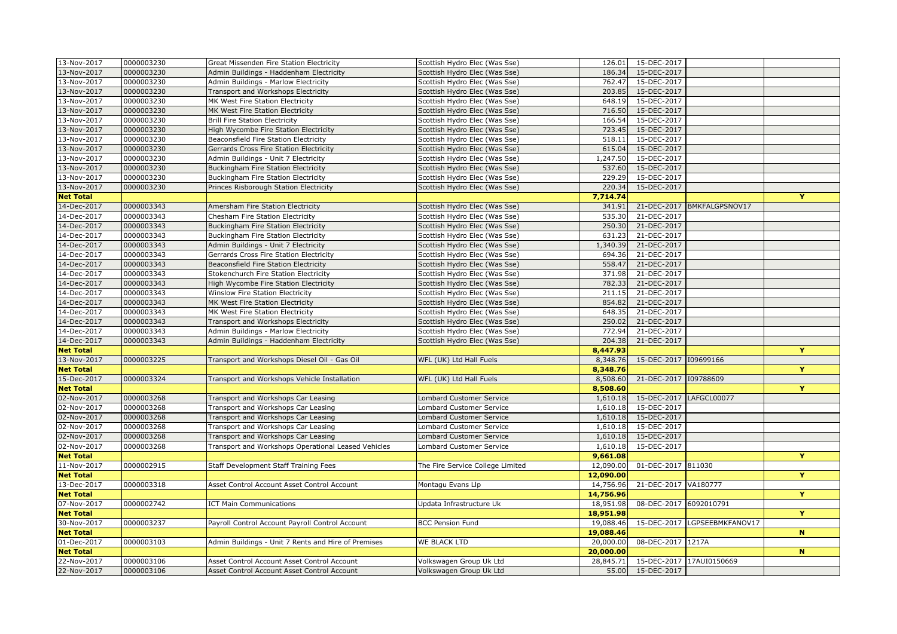| | | | | | | | |
|---|---|---|---|---|---|---|---|
| 13-Nov-2017 | 0000003230 | Great Missenden Fire Station Electricity | Scottish Hydro Elec (Was Sse) | 126.01 | 15-DEC-2017 | | |
| 13-Nov-2017 | 0000003230 | Admin Buildings - Haddenham Electricity | Scottish Hydro Elec (Was Sse) | 186.34 | 15-DEC-2017 | | |
| 13-Nov-2017 | 0000003230 | Admin Buildings - Marlow Electricity | Scottish Hydro Elec (Was Sse) | 762.47 | 15-DEC-2017 | | |
| 13-Nov-2017 | 0000003230 | Transport and Workshops Electricity | Scottish Hydro Elec (Was Sse) | 203.85 | 15-DEC-2017 | | |
| 13-Nov-2017 | 0000003230 | MK West Fire Station Electricity | Scottish Hydro Elec (Was Sse) | 648.19 | 15-DEC-2017 | | |
| 13-Nov-2017 | 0000003230 | MK West Fire Station Electricity | Scottish Hydro Elec (Was Sse) | 716.50 | 15-DEC-2017 | | |
| 13-Nov-2017 | 0000003230 | Brill Fire Station Electricity | Scottish Hydro Elec (Was Sse) | 166.54 | 15-DEC-2017 | | |
| 13-Nov-2017 | 0000003230 | High Wycombe Fire Station Electricity | Scottish Hydro Elec (Was Sse) | 723.45 | 15-DEC-2017 | | |
| 13-Nov-2017 | 0000003230 | Beaconsfield Fire Station Electricity | Scottish Hydro Elec (Was Sse) | 518.11 | 15-DEC-2017 | | |
| 13-Nov-2017 | 0000003230 | Gerrards Cross Fire Station Electricity | Scottish Hydro Elec (Was Sse) | 615.04 | 15-DEC-2017 | | |
| 13-Nov-2017 | 0000003230 | Admin Buildings - Unit 7 Electricity | Scottish Hydro Elec (Was Sse) | 1,247.50 | 15-DEC-2017 | | |
| 13-Nov-2017 | 0000003230 | Buckingham Fire Station Electricity | Scottish Hydro Elec (Was Sse) | 537.60 | 15-DEC-2017 | | |
| 13-Nov-2017 | 0000003230 | Buckingham Fire Station Electricity | Scottish Hydro Elec (Was Sse) | 229.29 | 15-DEC-2017 | | |
| 13-Nov-2017 | 0000003230 | Princes Risborough Station Electricity | Scottish Hydro Elec (Was Sse) | 220.34 | 15-DEC-2017 | | |
| **Net Total** | | | | **7,714.74** | | | **Y** |
| 14-Dec-2017 | 0000003343 | Amersham Fire Station Electricity | Scottish Hydro Elec (Was Sse) | 341.91 | 21-DEC-2017 | BMKFALGPSNOV17 | |
| 14-Dec-2017 | 0000003343 | Chesham Fire Station Electricity | Scottish Hydro Elec (Was Sse) | 535.30 | 21-DEC-2017 | | |
| 14-Dec-2017 | 0000003343 | Buckingham Fire Station Electricity | Scottish Hydro Elec (Was Sse) | 250.30 | 21-DEC-2017 | | |
| 14-Dec-2017 | 0000003343 | Buckingham Fire Station Electricity | Scottish Hydro Elec (Was Sse) | 631.23 | 21-DEC-2017 | | |
| 14-Dec-2017 | 0000003343 | Admin Buildings - Unit 7 Electricity | Scottish Hydro Elec (Was Sse) | 1,340.39 | 21-DEC-2017 | | |
| 14-Dec-2017 | 0000003343 | Gerrards Cross Fire Station Electricity | Scottish Hydro Elec (Was Sse) | 694.36 | 21-DEC-2017 | | |
| 14-Dec-2017 | 0000003343 | Beaconsfield Fire Station Electricity | Scottish Hydro Elec (Was Sse) | 558.47 | 21-DEC-2017 | | |
| 14-Dec-2017 | 0000003343 | Stokenchurch Fire Station Electricity | Scottish Hydro Elec (Was Sse) | 371.98 | 21-DEC-2017 | | |
| 14-Dec-2017 | 0000003343 | High Wycombe Fire Station Electricity | Scottish Hydro Elec (Was Sse) | 782.33 | 21-DEC-2017 | | |
| 14-Dec-2017 | 0000003343 | Winslow Fire Station Electricity | Scottish Hydro Elec (Was Sse) | 211.15 | 21-DEC-2017 | | |
| 14-Dec-2017 | 0000003343 | MK West Fire Station Electricity | Scottish Hydro Elec (Was Sse) | 854.82 | 21-DEC-2017 | | |
| 14-Dec-2017 | 0000003343 | MK West Fire Station Electricity | Scottish Hydro Elec (Was Sse) | 648.35 | 21-DEC-2017 | | |
| 14-Dec-2017 | 0000003343 | Transport and Workshops Electricity | Scottish Hydro Elec (Was Sse) | 250.02 | 21-DEC-2017 | | |
| 14-Dec-2017 | 0000003343 | Admin Buildings - Marlow Electricity | Scottish Hydro Elec (Was Sse) | 772.94 | 21-DEC-2017 | | |
| 14-Dec-2017 | 0000003343 | Admin Buildings - Haddenham Electricity | Scottish Hydro Elec (Was Sse) | 204.38 | 21-DEC-2017 | | |
| **Net Total** | | | | **8,447.93** | | | **Y** |
| 13-Nov-2017 | 0000003225 | Transport and Workshops Diesel Oil - Gas Oil | WFL (UK) Ltd Hall Fuels | 8,348.76 | 15-DEC-2017 | I09699166 | |
| **Net Total** | | | | **8,348.76** | | | **Y** |
| 15-Dec-2017 | 0000003324 | Transport and Workshops Vehicle Installation | WFL (UK) Ltd Hall Fuels | 8,508.60 | 21-DEC-2017 | I09788609 | |
| **Net Total** | | | | **8,508.60** | | | **Y** |
| 02-Nov-2017 | 0000003268 | Transport and Workshops Car Leasing | Lombard Customer Service | 1,610.18 | 15-DEC-2017 | LAFGCL00077 | |
| 02-Nov-2017 | 0000003268 | Transport and Workshops Car Leasing | Lombard Customer Service | 1,610.18 | 15-DEC-2017 | | |
| 02-Nov-2017 | 0000003268 | Transport and Workshops Car Leasing | Lombard Customer Service | 1,610.18 | 15-DEC-2017 | | |
| 02-Nov-2017 | 0000003268 | Transport and Workshops Car Leasing | Lombard Customer Service | 1,610.18 | 15-DEC-2017 | | |
| 02-Nov-2017 | 0000003268 | Transport and Workshops Car Leasing | Lombard Customer Service | 1,610.18 | 15-DEC-2017 | | |
| 02-Nov-2017 | 0000003268 | Transport and Workshops Operational Leased Vehicles | Lombard Customer Service | 1,610.18 | 15-DEC-2017 | | |
| **Net Total** | | | | **9,661.08** | | | **Y** |
| 11-Nov-2017 | 0000002915 | Staff Development Staff Training Fees | The Fire Service College Limited | 12,090.00 | 01-DEC-2017 | 811030 | |
| **Net Total** | | | | **12,090.00** | | | **Y** |
| 13-Dec-2017 | 0000003318 | Asset Control Account Asset Control Account | Montagu Evans Llp | 14,756.96 | 21-DEC-2017 | VA180777 | |
| **Net Total** | | | | **14,756.96** | | | **Y** |
| 07-Nov-2017 | 0000002742 | ICT Main Communications | Updata Infrastructure Uk | 18,951.98 | 08-DEC-2017 | 6092010791 | |
| **Net Total** | | | | **18,951.98** | | | **Y** |
| 30-Nov-2017 | 0000003237 | Payroll Control Account Payroll Control Account | BCC Pension Fund | 19,088.46 | 15-DEC-2017 | LGPSEEBMKFANOV17 | |
| **Net Total** | | | | **19,088.46** | | | **N** |
| 01-Dec-2017 | 0000003103 | Admin Buildings - Unit 7 Rents and Hire of Premises | WE BLACK LTD | 20,000.00 | 08-DEC-2017 | 1217A | |
| **Net Total** | | | | **20,000.00** | | | **N** |
| 22-Nov-2017 | 0000003106 | Asset Control Account Asset Control Account | Volkswagen Group Uk Ltd | 28,845.71 | 15-DEC-2017 | 17AUI0150669 | |
| 22-Nov-2017 | 0000003106 | Asset Control Account Asset Control Account | Volkswagen Group Uk Ltd | 55.00 | 15-DEC-2017 | | |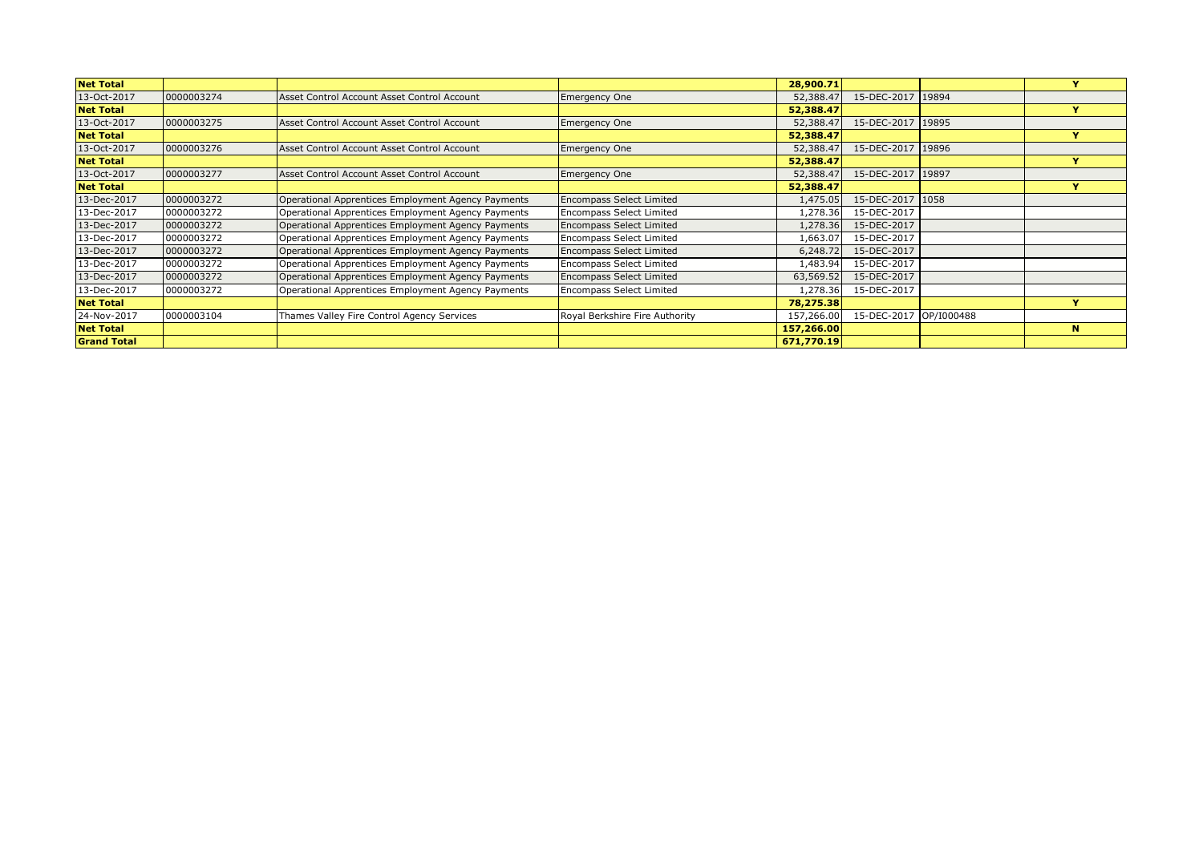| | | | | | | | |
|---|---|---|---|---|---|---|---|
| **Net Total** | | | | **28,900.71** | | | **Y** |
| 13-Oct-2017 | 0000003274 | Asset Control Account Asset Control Account | Emergency One | 52,388.47 | 15-DEC-2017 | 19894 | |
| **Net Total** | | | | **52,388.47** | | | **Y** |
| 13-Oct-2017 | 0000003275 | Asset Control Account Asset Control Account | Emergency One | 52,388.47 | 15-DEC-2017 | 19895 | |
| **Net Total** | | | | **52,388.47** | | | **Y** |
| 13-Oct-2017 | 0000003276 | Asset Control Account Asset Control Account | Emergency One | 52,388.47 | 15-DEC-2017 | 19896 | |
| **Net Total** | | | | **52,388.47** | | | **Y** |
| 13-Oct-2017 | 0000003277 | Asset Control Account Asset Control Account | Emergency One | 52,388.47 | 15-DEC-2017 | 19897 | |
| **Net Total** | | | | **52,388.47** | | | **Y** |
| 13-Dec-2017 | 0000003272 | Operational Apprentices Employment Agency Payments | Encompass Select Limited | 1,475.05 | 15-DEC-2017 | 1058 | |
| 13-Dec-2017 | 0000003272 | Operational Apprentices Employment Agency Payments | Encompass Select Limited | 1,278.36 | 15-DEC-2017 | | |
| 13-Dec-2017 | 0000003272 | Operational Apprentices Employment Agency Payments | Encompass Select Limited | 1,278.36 | 15-DEC-2017 | | |
| 13-Dec-2017 | 0000003272 | Operational Apprentices Employment Agency Payments | Encompass Select Limited | 1,663.07 | 15-DEC-2017 | | |
| 13-Dec-2017 | 0000003272 | Operational Apprentices Employment Agency Payments | Encompass Select Limited | 6,248.72 | 15-DEC-2017 | | |
| 13-Dec-2017 | 0000003272 | Operational Apprentices Employment Agency Payments | Encompass Select Limited | 1,483.94 | 15-DEC-2017 | | |
| 13-Dec-2017 | 0000003272 | Operational Apprentices Employment Agency Payments | Encompass Select Limited | 63,569.52 | 15-DEC-2017 | | |
| 13-Dec-2017 | 0000003272 | Operational Apprentices Employment Agency Payments | Encompass Select Limited | 1,278.36 | 15-DEC-2017 | | |
| **Net Total** | | | | **78,275.38** | | | **Y** |
| 24-Nov-2017 | 0000003104 | Thames Valley Fire Control Agency Services | Royal Berkshire Fire Authority | 157,266.00 | 15-DEC-2017 | OP/I000488 | |
| **Net Total** | | | | **157,266.00** | | | **N** |
| **Grand Total** | | | | **671,770.19** | | | |